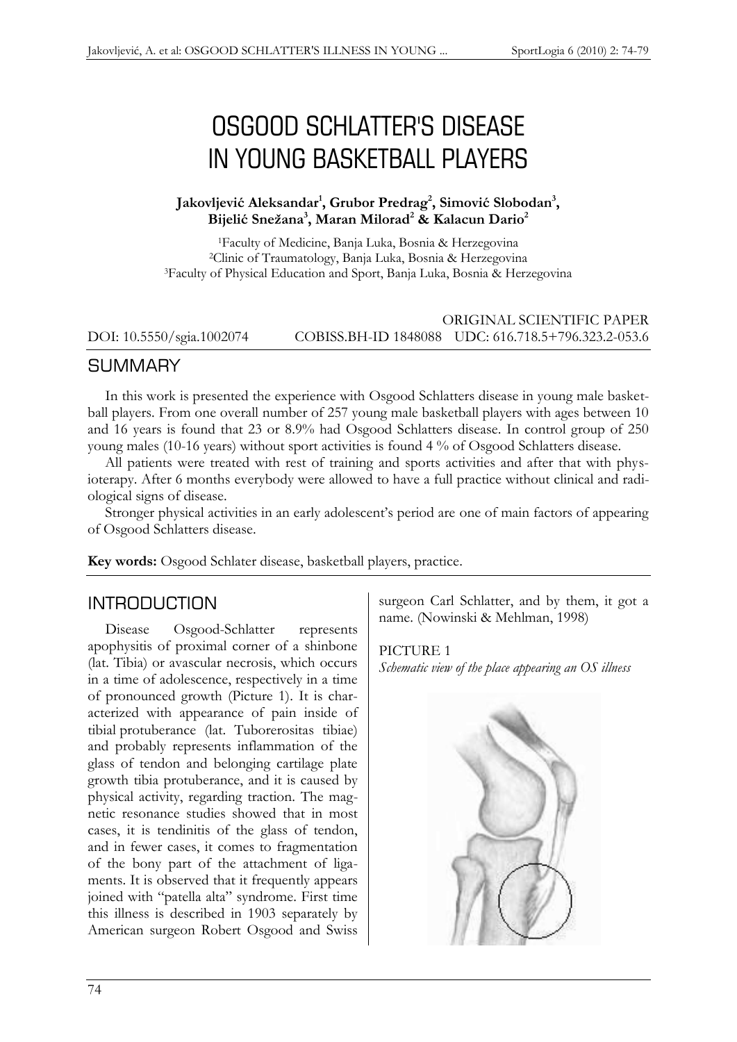# OSGOOD SCHLATTER'S DISEASE IN YOUNG BASKETBALL PLAYERS

**Jakovljević Aleksandar[1], Grubor Predrag[2], Simović Slobodan[3], Bijelić Snežana[3], Maran Milorad[2] & Kalacun Dario[2]**

[1]Faculty of Medicine, Banja Luka, Bosnia & Herzegovina
[2]Clinic of Traumatology, Banja Luka, Bosnia & Herzegovina
[3]Faculty of Physical Education and Sport, Banja Luka, Bosnia & Herzegovina

ORIGINAL SCIENTIFIC PAPER

DOI: 10.5550/sgia.1002074 COBISS.BH-ID 1848088 UDC: 616.718.5+796.323.2-053.6

## SUMMARY

In this work is presented the experience with Osgood Schlatters disease in young male basketball players. From one overall number of 257 young male basketball players with ages between 10 and 16 years is found that 23 or 8.9% had Osgood Schlatters disease. In control group of 250 young males (10-16 years) without sport activities is found 4 % of Osgood Schlatters disease.

All patients were treated with rest of training and sports activities and after that with physioterapy. After 6 months everybody were allowed to have a full practice without clinical and radiological signs of disease.

Stronger physical activities in an early adolescent's period are one of main factors of appearing of Osgood Schlatters disease.

**Key words:** Osgood Schlater disease, basketball players, practice.

## INTRODUCTION

Disease Osgood-Schlatter represents apophysitis of proximal corner of a shinbone (lat. Tibia) or avascular necrosis, which occurs in a time of adolescence, respectively in a time of pronounced growth (Picture 1). It is characterized with appearance of pain inside of tibial protuberance (lat. Tuborerositas tibiae) and probably represents inflammation of the glass of tendon and belonging cartilage plate growth tibia protuberance, and it is caused by physical activity, regarding traction. The magnetic resonance studies showed that in most cases, it is tendinitis of the glass of tendon, and in fewer cases, it comes to fragmentation of the bony part of the attachment of ligaments. It is observed that it frequently appears joined with "patella alta" syndrome. First time this illness is described in 1903 separately by American surgeon Robert Osgood and Swiss surgeon Carl Schlatter, and by them, it got a name. (Nowinski & Mehlman, 1998)

PICTURE 1
*Schematic view of the place appearing an OS illness*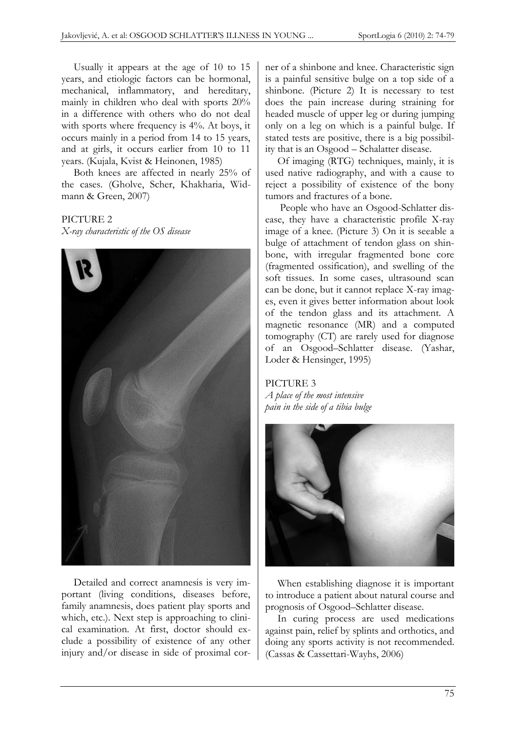Usually it appears at the age of 10 to 15 years, and etiologic factors can be hormonal, mechanical, inflammatory, and hereditary, mainly in children who deal with sports 20% in a difference with others who do not deal with sports where frequency is 4%. At boys, it occurs mainly in a period from 14 to 15 years, and at girls, it occurs earlier from 10 to 11 years. (Kujala, Kvist & Heinonen, 1985)

Both knees are affected in nearly 25% of the cases. (Gholve, Scher, Khakharia, Widmann & Green, 2007)

PICTURE 2
*X-ray characteristic of the OS disease*

Detailed and correct anamnesis is very important (living conditions, diseases before, family anamnesis, does patient play sports and which, etc.). Next step is approaching to clinical examination. At first, doctor should exclude a possibility of existence of any other injury and/or disease in side of proximal corner of a shinbone and knee. Characteristic sign is a painful sensitive bulge on a top side of a shinbone. (Picture 2) It is necessary to test does the pain increase during straining for headed muscle of upper leg or during jumping only on a leg on which is a painful bulge. If stated tests are positive, there is a big possibility that is an Osgood – Schalatter disease.

Of imaging (RTG) techniques, mainly, it is used native radiography, and with a cause to reject a possibility of existence of the bony tumors and fractures of a bone.

People who have an Osgood-Schlatter disease, they have a characteristic profile X-ray image of a knee. (Picture 3) On it is seeable a bulge of attachment of tendon glass on shinbone, with irregular fragmented bone core (fragmented ossification), and swelling of the soft tissues. In some cases, ultrasound scan can be done, but it cannot replace X-ray images, even it gives better information about look of the tendon glass and its attachment. A magnetic resonance (MR) and a computed tomography (CT) are rarely used for diagnose of an Osgood–Schlatter disease. (Yashar, Loder & Hensinger, 1995)

PICTURE 3
*A place of the most intensive pain in the side of a tibia bulge*

When establishing diagnose it is important to introduce a patient about natural course and prognosis of Osgood–Schlatter disease.

In curing process are used medications against pain, relief by splints and orthotics, and doing any sports activity is not recommended. (Cassas & Cassettari-Wayhs, 2006)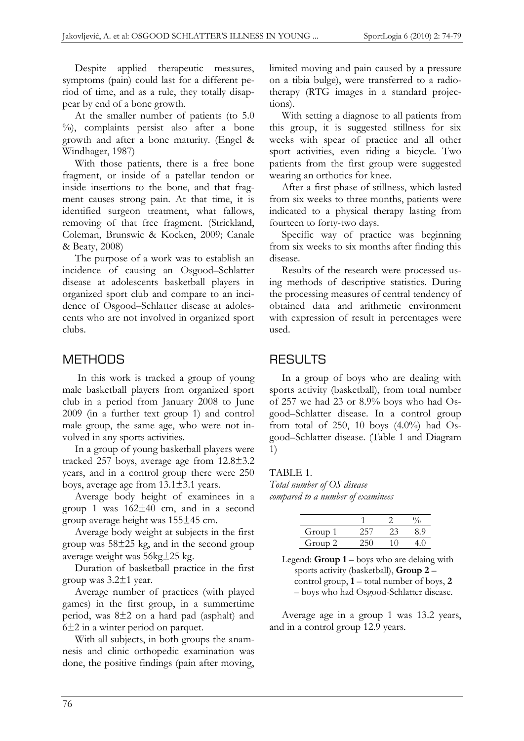Despite applied therapeutic measures, symptoms (pain) could last for a different period of time, and as a rule, they totally disappear by end of a bone growth.

At the smaller number of patients (to 5.0 %), complaints persist also after a bone growth and after a bone maturity. (Engel & Windhager, 1987)

With those patients, there is a free bone fragment, or inside of a patellar tendon or inside insertions to the bone, and that fragment causes strong pain. At that time, it is identified surgeon treatment, what fallows, removing of that free fragment. (Strickland, Coleman, Brunswic & Kocken, 2009; Canale & Beaty, 2008)

The purpose of a work was to establish an incidence of causing an Osgood–Schlatter disease at adolescents basketball players in organized sport club and compare to an incidence of Osgood–Schlatter disease at adolescents who are not involved in organized sport clubs.

## METHODS

In this work is tracked a group of young male basketball players from organized sport club in a period from January 2008 to June 2009 (in a further text group 1) and control male group, the same age, who were not involved in any sports activities.

In a group of young basketball players were tracked 257 boys, average age from 12.8±3.2 years, and in a control group there were 250 boys, average age from 13.1±3.1 years.

Average body height of examinees in a group 1 was 162±40 cm, and in a second group average height was 155±45 cm.

Average body weight at subjects in the first group was 58±25 kg, and in the second group average weight was 56kg±25 kg.

Duration of basketball practice in the first group was 3.2±1 year.

Average number of practices (with played games) in the first group, in a summertime period, was 8±2 on a hard pad (asphalt) and 6±2 in a winter period on parquet.

With all subjects, in both groups the anamnesis and clinic orthopedic examination was done, the positive findings (pain after moving, limited moving and pain caused by a pressure on a tibia bulge), were transferred to a radiotherapy (RTG images in a standard projections).

With setting a diagnose to all patients from this group, it is suggested stillness for six weeks with spear of practice and all other sport activities, even riding a bicycle. Two patients from the first group were suggested wearing an orthotics for knee.

After a first phase of stillness, which lasted from six weeks to three months, patients were indicated to a physical therapy lasting from fourteen to forty-two days.

Specific way of practice was beginning from six weeks to six months after finding this disease.

Results of the research were processed using methods of descriptive statistics. During the processing measures of central tendency of obtained data and arithmetic environment with expression of result in percentages were used.

## RESULTS

In a group of boys who are dealing with sports activity (basketball), from total number of 257 we had 23 or 8.9% boys who had Osgood–Schlatter disease. In a control group from total of 250, 10 boys (4.0%) had Osgood–Schlatter disease. (Table 1 and Diagram 1)

TABLE 1.
*Total number of OS disease compared to a number of examinees*

| | 1 | 2 | % |
|---|---|---|---|
| Group 1 | 257 | 23 | 8.9 |
| Group 2 | 250 | 10 | 4.0 |

Legend: **Group 1** – boys who are delaing with sports activity (basketball), **Group 2** – control group, **1** – total number of boys, **2** – boys who had Osgood-Schlatter disease.

Average age in a group 1 was 13.2 years, and in a control group 12.9 years.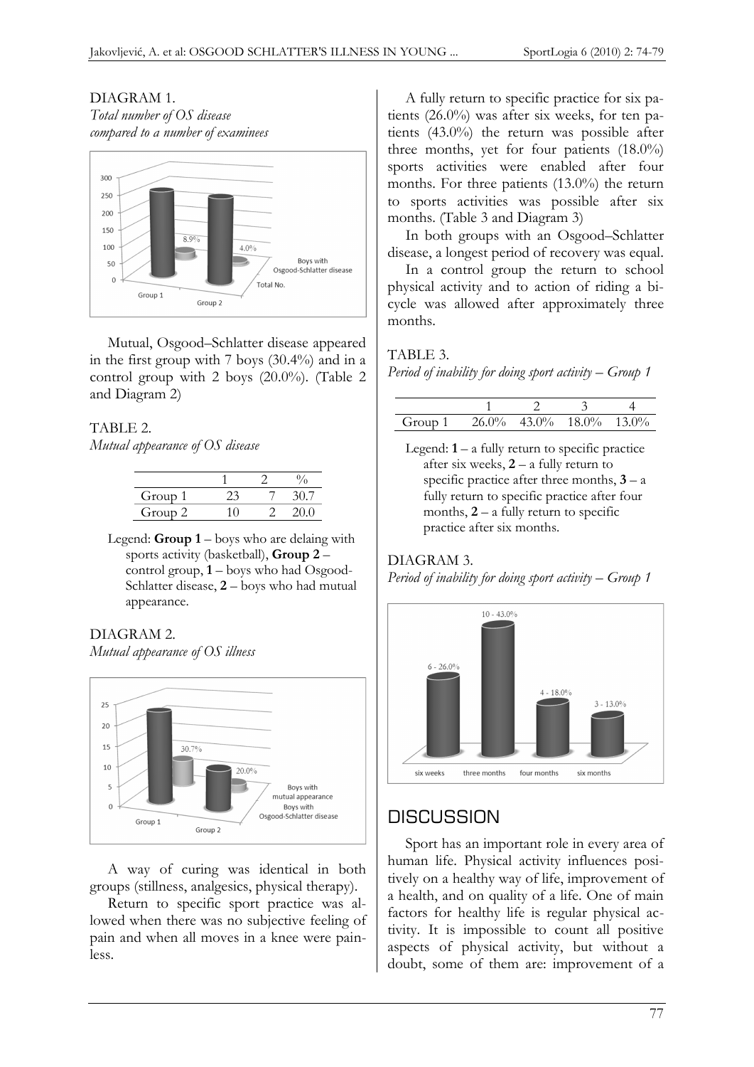DIAGRAM 1.
*Total number of OS disease compared to a number of examinees*

Mutual, Osgood–Schlatter disease appeared in the first group with 7 boys (30.4%) and in a control group with 2 boys (20.0%). (Table 2 and Diagram 2)

TABLE 2.
*Mutual appearance of OS disease*

| | 1 | 2 | % |
|---|---|---|---|
| Group 1 | 23 | 7 | 30.7 |
| Group 2 | 10 | 2 | 20.0 |

Legend: **Group 1** – boys who are delaing with sports activity (basketball), **Group 2** – control group, **1** – boys who had Osgood-Schlatter disease, **2** – boys who had mutual appearance.

DIAGRAM 2.
*Mutual appearance of OS illness*

A way of curing was identical in both groups (stillness, analgesics, physical therapy).

Return to specific sport practice was allowed when there was no subjective feeling of pain and when all moves in a knee were painless.

A fully return to specific practice for six patients (26.0%) was after six weeks, for ten patients (43.0%) the return was possible after three months, yet for four patients (18.0%) sports activities were enabled after four months. For three patients (13.0%) the return to sports activities was possible after six months. (Table 3 and Diagram 3)

In both groups with an Osgood–Schlatter disease, a longest period of recovery was equal.

In a control group the return to school physical activity and to action of riding a bicycle was allowed after approximately three months.

TABLE 3.
*Period of inability for doing sport activity – Group 1*

| | 1 | 2 | 3 | 4 |
|---|---|---|---|---|
| Group 1 | 26.0% | 43.0% | 18.0% | 13.0% |

Legend: **1** – a fully return to specific practice after six weeks, **2** – a fully return to specific practice after three months, **3** – a fully return to specific practice after four months, **2** – a fully return to specific practice after six months.

DIAGRAM 3.
*Period of inability for doing sport activity – Group 1*

## DISCUSSION

Sport has an important role in every area of human life. Physical activity influences positively on a healthy way of life, improvement of a health, and on quality of a life. One of main factors for healthy life is regular physical activity. It is impossible to count all positive aspects of physical activity, but without a doubt, some of them are: improvement of a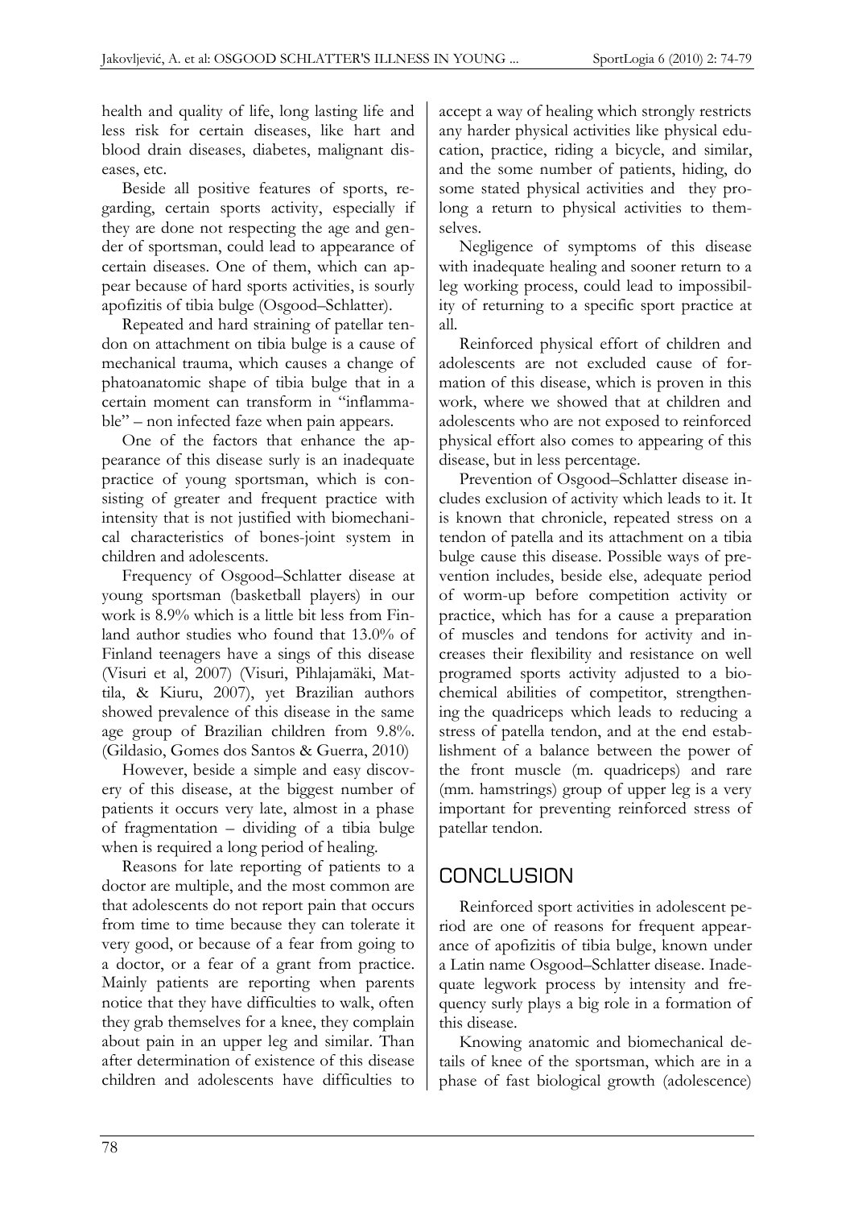health and quality of life, long lasting life and less risk for certain diseases, like hart and blood drain diseases, diabetes, malignant diseases, etc.

Beside all positive features of sports, regarding, certain sports activity, especially if they are done not respecting the age and gender of sportsman, could lead to appearance of certain diseases. One of them, which can appear because of hard sports activities, is sourly apofizitis of tibia bulge (Osgood–Schlatter).

Repeated and hard straining of patellar tendon on attachment on tibia bulge is a cause of mechanical trauma, which causes a change of phatoanatomic shape of tibia bulge that in a certain moment can transform in "inflammable" – non infected faze when pain appears.

One of the factors that enhance the appearance of this disease surly is an inadequate practice of young sportsman, which is consisting of greater and frequent practice with intensity that is not justified with biomechanical characteristics of bones-joint system in children and adolescents.

Frequency of Osgood–Schlatter disease at young sportsman (basketball players) in our work is 8.9% which is a little bit less from Finland author studies who found that 13.0% of Finland teenagers have a sings of this disease (Visuri et al, 2007) (Visuri, Pihlajamäki, Mattila, & Kiuru, 2007), yet Brazilian authors showed prevalence of this disease in the same age group of Brazilian children from 9.8%. (Gildasio, Gomes dos Santos & Guerra, 2010)

However, beside a simple and easy discovery of this disease, at the biggest number of patients it occurs very late, almost in a phase of fragmentation – dividing of a tibia bulge when is required a long period of healing.

Reasons for late reporting of patients to a doctor are multiple, and the most common are that adolescents do not report pain that occurs from time to time because they can tolerate it very good, or because of a fear from going to a doctor, or a fear of a grant from practice. Mainly patients are reporting when parents notice that they have difficulties to walk, often they grab themselves for a knee, they complain about pain in an upper leg and similar. Than after determination of existence of this disease children and adolescents have difficulties to accept a way of healing which strongly restricts any harder physical activities like physical education, practice, riding a bicycle, and similar, and the some number of patients, hiding, do some stated physical activities and they prolong a return to physical activities to themselves.

Negligence of symptoms of this disease with inadequate healing and sooner return to a leg working process, could lead to impossibility of returning to a specific sport practice at all.

Reinforced physical effort of children and adolescents are not excluded cause of formation of this disease, which is proven in this work, where we showed that at children and adolescents who are not exposed to reinforced physical effort also comes to appearing of this disease, but in less percentage.

Prevention of Osgood–Schlatter disease includes exclusion of activity which leads to it. It is known that chronicle, repeated stress on a tendon of patella and its attachment on a tibia bulge cause this disease. Possible ways of prevention includes, beside else, adequate period of worm-up before competition activity or practice, which has for a cause a preparation of muscles and tendons for activity and increases their flexibility and resistance on well programed sports activity adjusted to a biochemical abilities of competitor, strengthening the quadriceps which leads to reducing a stress of patella tendon, and at the end establishment of a balance between the power of the front muscle (m. quadriceps) and rare (mm. hamstrings) group of upper leg is a very important for preventing reinforced stress of patellar tendon.

## CONCLUSION

Reinforced sport activities in adolescent period are one of reasons for frequent appearance of apofizitis of tibia bulge, known under a Latin name Osgood–Schlatter disease. Inadequate legwork process by intensity and frequency surly plays a big role in a formation of this disease.

Knowing anatomic and biomechanical details of knee of the sportsman, which are in a phase of fast biological growth (adolescence)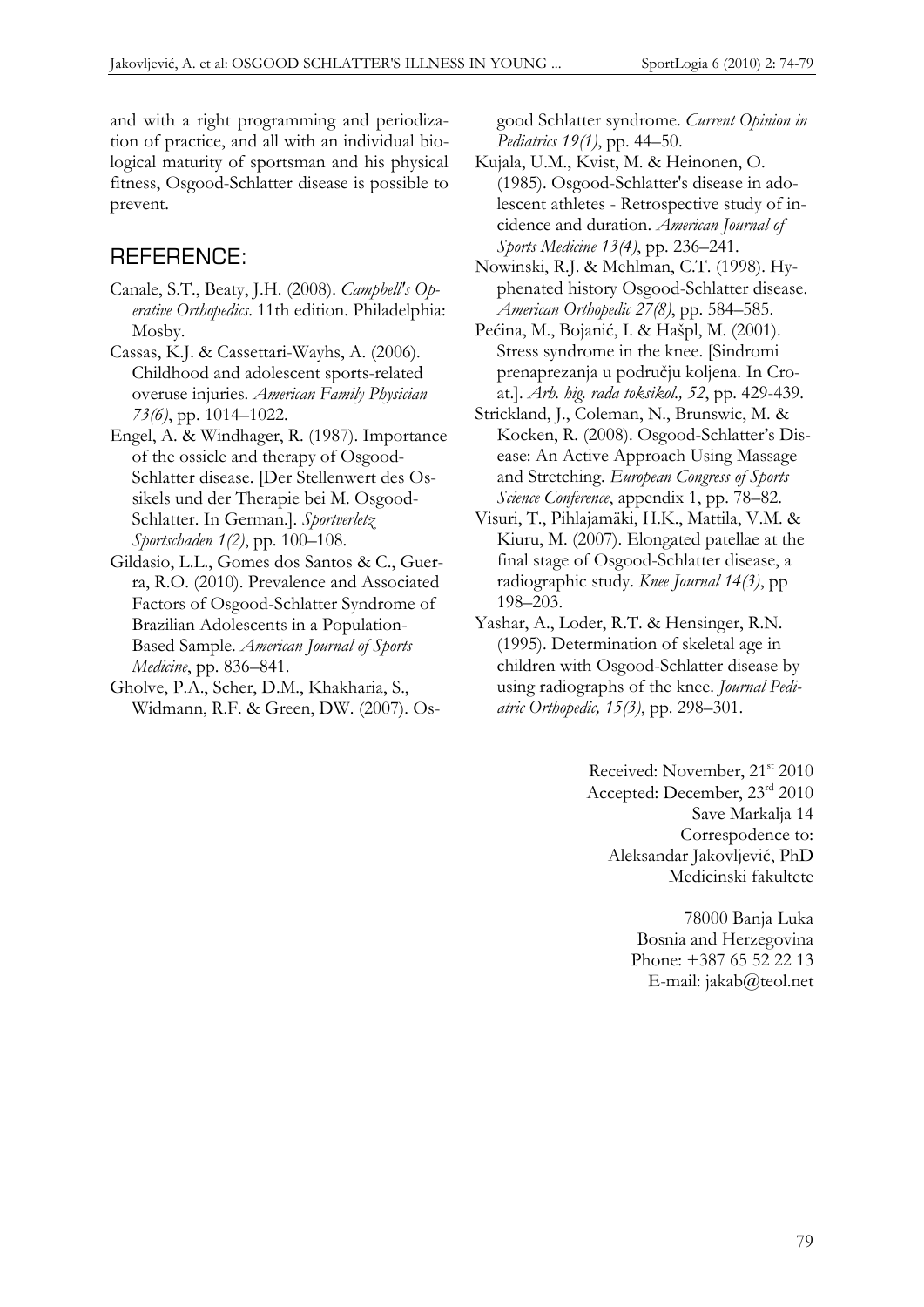and with a right programming and periodization of practice, and all with an individual biological maturity of sportsman and his physical fitness, Osgood-Schlatter disease is possible to prevent.

## REFERENCE:

Canale, S.T., Beaty, J.H. (2008). *Campbell's Operative Orthopedics*. 11th edition. Philadelphia: Mosby.

Cassas, K.J. & Cassettari-Wayhs, A. (2006). Childhood and adolescent sports-related overuse injuries. *American Family Physician 73(6)*, pp. 1014–1022.

Engel, A. & Windhager, R. (1987). Importance of the ossicle and therapy of Osgood-Schlatter disease. [Der Stellenwert des Ossikels und der Therapie bei M. Osgood-Schlatter. In German.]. *Sportverletz Sportschaden 1(2)*, pp. 100–108.

Gildasio, L.L., Gomes dos Santos & C., Guerra, R.O. (2010). Prevalence and Associated Factors of Osgood-Schlatter Syndrome of Brazilian Adolescents in a Population-Based Sample. *American Journal of Sports Medicine*, pp. 836–841.

Gholve, P.A., Scher, D.M., Khakharia, S., Widmann, R.F. & Green, DW. (2007). Osgood Schlatter syndrome. *Current Opinion in Pediatrics 19(1)*, pp. 44–50.

Kujala, U.M., Kvist, M. & Heinonen, O. (1985). Osgood-Schlatter's disease in adolescent athletes - Retrospective study of incidence and duration. *American Journal of Sports Medicine 13(4)*, pp. 236–241.

Nowinski, R.J. & Mehlman, C.T. (1998). Hyphenated history Osgood-Schlatter disease. *American Orthopedic 27(8)*, pp. 584–585.

Pećina, M., Bojanić, I. & Hašpl, M. (2001). Stress syndrome in the knee. [Sindromi prenaprezanja u području koljena. In Croat.]. *Arh. hig. rada toksikol., 52*, pp. 429-439.

Strickland, J., Coleman, N., Brunswic, M. & Kocken, R. (2008). Osgood-Schlatter's Disease: An Active Approach Using Massage and Stretching. *European Congress of Sports Science Conference*, appendix 1, pp. 78–82.

Visuri, T., Pihlajamäki, H.K., Mattila, V.M. & Kiuru, M. (2007). Elongated patellae at the final stage of Osgood-Schlatter disease, a radiographic study. *Knee Journal 14(3)*, pp 198–203.

Yashar, A., Loder, R.T. & Hensinger, R.N. (1995). Determination of skeletal age in children with Osgood-Schlatter disease by using radiographs of the knee. *Journal Pediatric Orthopedic, 15(3)*, pp. 298–301.

Received: November, 21st 2010
Accepted: December, 23rd 2010
Save Markalja 14
Correspodence to:
Aleksandar Jakovljević, PhD
Medicinski fakultete

78000 Banja Luka
Bosnia and Herzegovina
Phone: +387 65 52 22 13
E-mail: jakab@teol.net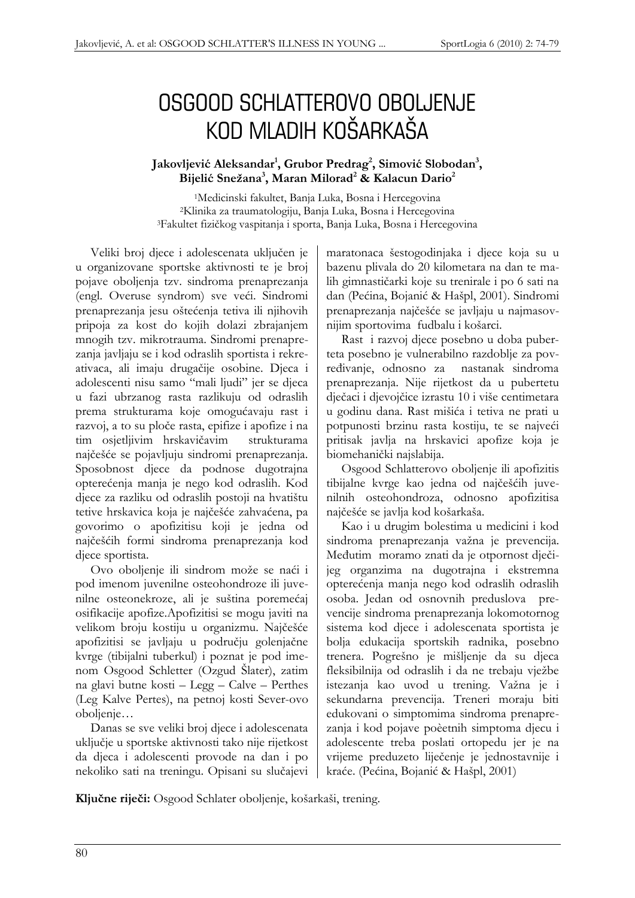# OSGOOD SCHLATTEROVO OBOLJENJE KOD MLADIH KOŠARKAŠA

**Jakovljević Aleksandar[1], Grubor Predrag[2], Simović Slobodan[3], Bijelić Snežana[3], Maran Milorad[2] & Kalacun Dario[2]**

[1]Medicinski fakultet, Banja Luka, Bosna i Hercegovina
[2]Klinika za traumatologiju, Banja Luka, Bosna i Hercegovina
[3]Fakultet fizičkog vaspitanja i sporta, Banja Luka, Bosna i Hercegovina

Veliki broj djece i adolescenata uključen je u organizovane sportske aktivnosti te je broj pojave oboljenja tzv. sindroma prenaprezanja (engl. Overuse syndrom) sve veći. Sindromi prenaprezanja jesu oštećenja tetiva ili njihovih pripoja za kost do kojih dolazi zbrajanjem mnogih tzv. mikrotrauma. Sindromi prenaprezanja javljaju se i kod odraslih sportista i rekreativaca, ali imaju drugačije osobine. Djeca i adolescenti nisu samo "mali ljudi" jer se djeca u fazi ubrzanog rasta razlikuju od odraslih prema strukturama koje omogućavaju rast i razvoj, a to su ploče rasta, epifize i apofize i na tim osjetljivim hrskavičavim strukturama najčešće se pojavljuju sindromi prenaprezanja. Sposobnost djece da podnose dugotrajna opterećenja manja je nego kod odraslih. Kod djece za razliku od odraslih postoji na hvatištu tetive hrskavica koja je najčešće zahvaćena, pa govorimo o apofizitisu koji je jedna od najčešćih formi sindroma prenaprezanja kod djece sportista.

Ovo oboljenje ili sindrom može se naći i pod imenom juvenilne osteohondroze ili juvenilne osteonekroze, ali je suština poremećaj osifikacije apofize.Apofizitisi se mogu javiti na velikom broju kostiju u organizmu. Najčešće apofizitisi se javljaju u području golenjačne kvrge (tibijalni tuberkul) i poznat je pod imenom Osgood Schletter (Ozgud Šlater), zatim na glavi butne kosti – Legg – Calve – Perthes (Leg Kalve Pertes), na petnoj kosti Sever-ovo oboljenje…

Danas se sve veliki broj djece i adolescenata uključje u sportske aktivnosti tako nije rijetkost da djeca i adolescenti provode na dan i po nekoliko sati na treningu. Opisani su slučajevi maratonaca šestogodinjaka i djece koja su u bazenu plivala do 20 kilometara na dan te malih gimnastičarki koje su trenirale i po 6 sati na dan (Pećina, Bojanić & Hašpl, 2001). Sindromi prenaprezanja najčešće se javljaju u najmasovnijim sportovima fudbalu i košarci.

Rast i razvoj djece posebno u doba puberteta posebno je vulnerabilno razdoblje za povređivanje, odnosno za nastanak sindroma prenaprezanja. Nije rijetkost da u pubertetu dječaci i djevojčice izrastu 10 i više centimetara u godinu dana. Rast mišića i tetiva ne prati u potpunosti brzinu rasta kostiju, te se najveći pritisak javlja na hrskavici apofize koja je biomehanički najslabija.

Osgood Schlatterovo oboljenje ili apofizitis tibijalne kvrge kao jedna od najčešćih juvenilnih osteohondroza, odnosno apofizitisa najčešće se javlja kod košarkaša.

Kao i u drugim bolestima u medicini i kod sindroma prenaprezanja važna je prevencija. Međutim moramo znati da je otpornost dječijeg organzima na dugotrajna i ekstremna opterećenja manja nego kod odraslih odraslih osoba. Jedan od osnovnih preduslova prevencije sindroma prenaprezanja lokomotornog sistema kod djece i adolescenata sportista je bolja edukacija sportskih radnika, posebno trenera. Pogrešno je mišljenje da su djeca fleksibilnija od odraslih i da ne trebaju vježbe istezanja kao uvod u trening. Važna je i sekundarna prevencija. Treneri moraju biti edukovani o simptomima sindroma prenaprezanja i kod pojave poèetnih simptoma djecu i adolescente treba poslati ortopedu jer je na vrijeme preduzeto liječenje je jednostavnije i kraće. (Pećina, Bojanić & Hašpl, 2001)

**Ključne riječi:** Osgood Schlater oboljenje, košarkaši, trening.